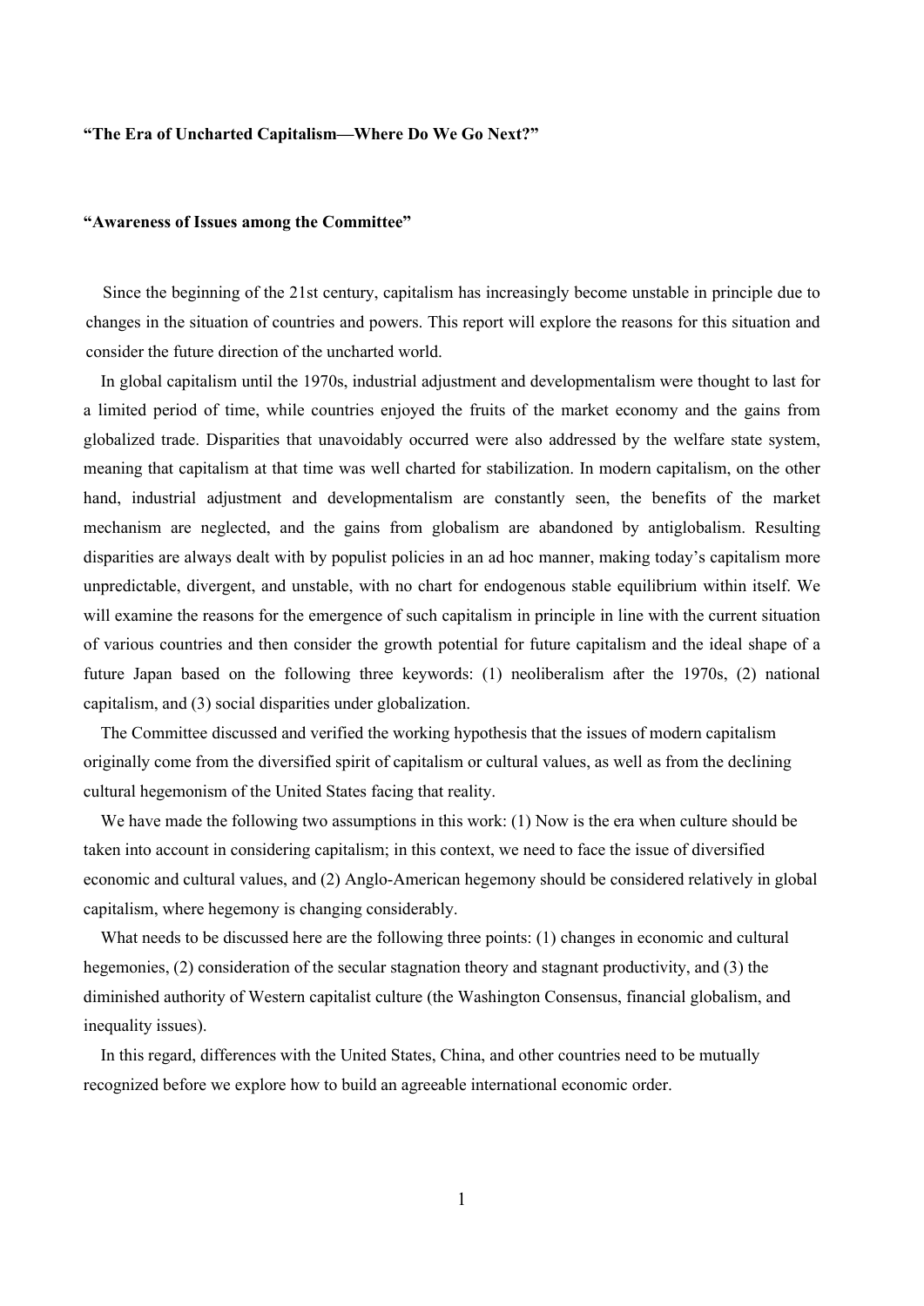**“The Era of Uncharted Capitalism—Where Do We Go Next?”**

**“Awareness of Issues among the Committee”**

Since the beginning of the 21st century, capitalism has increasingly become unstable in principle due to changes in the situation of countries and powers. This report will explore the reasons for this situation and consider the future direction of the uncharted world.

In global capitalism until the 1970s, industrial adjustment and developmentalism were thought to last for a limited period of time, while countries enjoyed the fruits of the market economy and the gains from globalized trade. Disparities that unavoidably occurred were also addressed by the welfare state system, meaning that capitalism at that time was well charted for stabilization. In modern capitalism, on the other hand, industrial adjustment and developmentalism are constantly seen, the benefits of the market mechanism are neglected, and the gains from globalism are abandoned by antiglobalism. Resulting disparities are always dealt with by populist policies in an ad hoc manner, making today’s capitalism more unpredictable, divergent, and unstable, with no chart for endogenous stable equilibrium within itself. We will examine the reasons for the emergence of such capitalism in principle in line with the current situation of various countries and then consider the growth potential for future capitalism and the ideal shape of a future Japan based on the following three keywords: (1) neoliberalism after the 1970s, (2) national capitalism, and (3) social disparities under globalization.

The Committee discussed and verified the working hypothesis that the issues of modern capitalism originally come from the diversified spirit of capitalism or cultural values, as well as from the declining cultural hegemonism of the United States facing that reality.

We have made the following two assumptions in this work: (1) Now is the era when culture should be taken into account in considering capitalism; in this context, we need to face the issue of diversified economic and cultural values, and (2) Anglo-American hegemony should be considered relatively in global capitalism, where hegemony is changing considerably.

What needs to be discussed here are the following three points: (1) changes in economic and cultural hegemonies, (2) consideration of the secular stagnation theory and stagnant productivity, and (3) the diminished authority of Western capitalist culture (the Washington Consensus, financial globalism, and inequality issues).

In this regard, differences with the United States, China, and other countries need to be mutually recognized before we explore how to build an agreeable international economic order.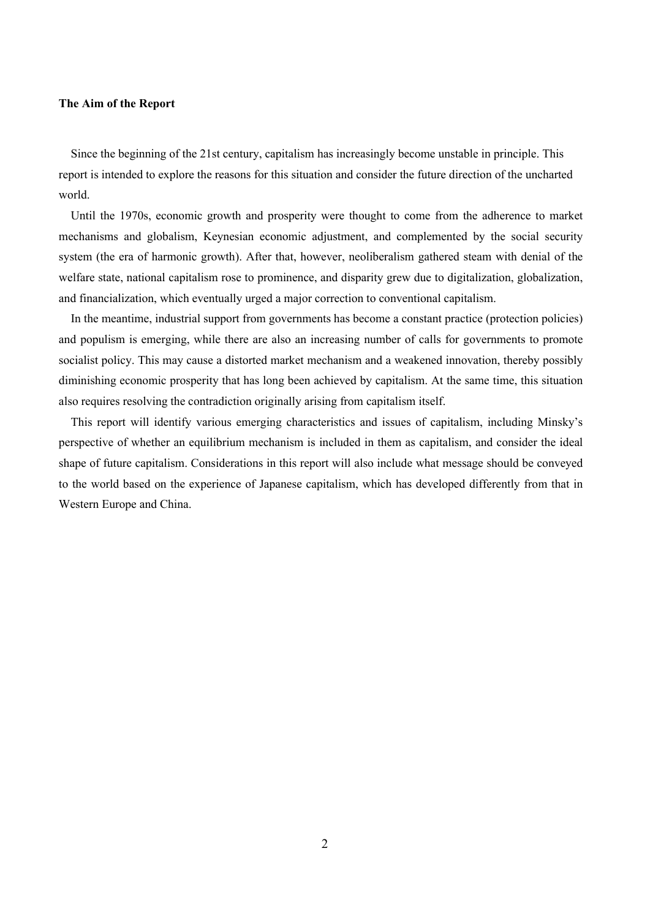**The Aim of the Report**

Since the beginning of the 21st century, capitalism has increasingly become unstable in principle. This report is intended to explore the reasons for this situation and consider the future direction of the uncharted world.

Until the 1970s, economic growth and prosperity were thought to come from the adherence to market mechanisms and globalism, Keynesian economic adjustment, and complemented by the social security system (the era of harmonic growth). After that, however, neoliberalism gathered steam with denial of the welfare state, national capitalism rose to prominence, and disparity grew due to digitalization, globalization, and financialization, which eventually urged a major correction to conventional capitalism.

In the meantime, industrial support from governments has become a constant practice (protection policies) and populism is emerging, while there are also an increasing number of calls for governments to promote socialist policy. This may cause a distorted market mechanism and a weakened innovation, thereby possibly diminishing economic prosperity that has long been achieved by capitalism. At the same time, this situation also requires resolving the contradiction originally arising from capitalism itself.

This report will identify various emerging characteristics and issues of capitalism, including Minsky's perspective of whether an equilibrium mechanism is included in them as capitalism, and consider the ideal shape of future capitalism. Considerations in this report will also include what message should be conveyed to the world based on the experience of Japanese capitalism, which has developed differently from that in Western Europe and China.